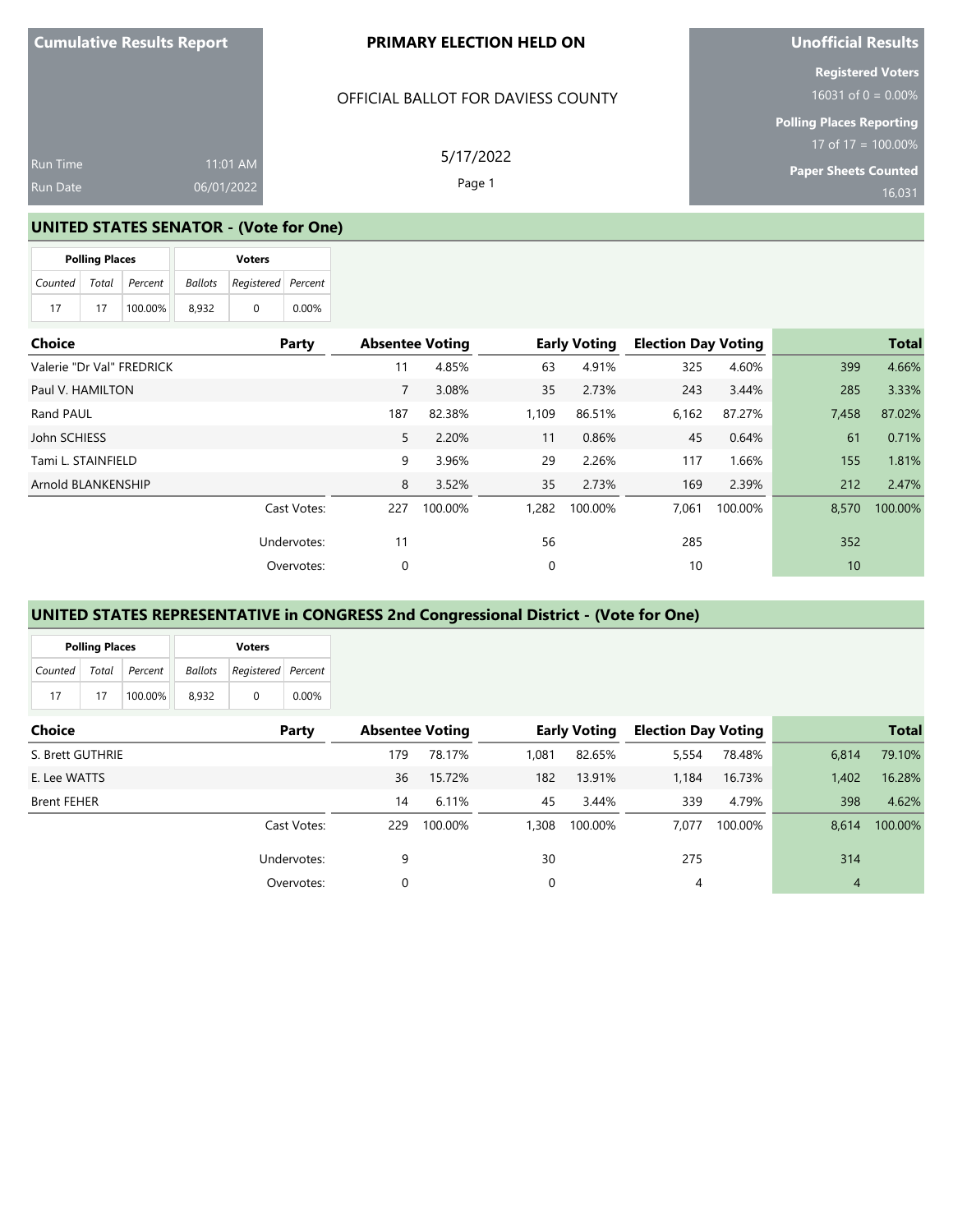**Cumulative Results Report**

Run Time 11:01 AM
Run Date 06/01/2022

**PRIMARY ELECTION HELD ON**

OFFICIAL BALLOT FOR DAVIESS COUNTY

5/17/2022

**Unofficial Results**

**Registered Voters**
16031 of 0 = 0.00%

**Polling Places Reporting**
17 of 17 = 100.00%

**Paper Sheets Counted**
16,031

## UNITED STATES SENATOR - (Vote for One)

| Polling Places | | | Voters | | |
|---|---|---|---|---|---|
| Counted | Total | Percent | Ballots | Registered | Percent |
| 17 | 17 | 100.00% | 8,932 | 0 | 0.00% |

| Choice | Party | Absentee Voting | | Early Voting | | Election Day Voting | | Total | |
|---|---|---|---|---|---|---|---|---|---|
| Valerie "Dr Val" FREDRICK | | 11 | 4.85% | 63 | 4.91% | 325 | 4.60% | 399 | 4.66% |
| Paul V. HAMILTON | | 7 | 3.08% | 35 | 2.73% | 243 | 3.44% | 285 | 3.33% |
| Rand PAUL | | 187 | 82.38% | 1,109 | 86.51% | 6,162 | 87.27% | 7,458 | 87.02% |
| John SCHIESS | | 5 | 2.20% | 11 | 0.86% | 45 | 0.64% | 61 | 0.71% |
| Tami L. STAINFIELD | | 9 | 3.96% | 29 | 2.26% | 117 | 1.66% | 155 | 1.81% |
| Arnold BLANKENSHIP | | 8 | 3.52% | 35 | 2.73% | 169 | 2.39% | 212 | 2.47% |
| | Cast Votes: | 227 | 100.00% | 1,282 | 100.00% | 7,061 | 100.00% | 8,570 | 100.00% |
| | Undervotes: | 11 | | 56 | | 285 | | 352 | |
| | Overvotes: | 0 | | 0 | | 10 | | 10 | |

## UNITED STATES REPRESENTATIVE in CONGRESS 2nd Congressional District - (Vote for One)

| Polling Places | | | Voters | | |
|---|---|---|---|---|---|
| Counted | Total | Percent | Ballots | Registered | Percent |
| 17 | 17 | 100.00% | 8,932 | 0 | 0.00% |

| Choice | Party | Absentee Voting | | Early Voting | | Election Day Voting | | Total | |
|---|---|---|---|---|---|---|---|---|---|
| S. Brett GUTHRIE | | 179 | 78.17% | 1,081 | 82.65% | 5,554 | 78.48% | 6,814 | 79.10% |
| E. Lee WATTS | | 36 | 15.72% | 182 | 13.91% | 1,184 | 16.73% | 1,402 | 16.28% |
| Brent FEHER | | 14 | 6.11% | 45 | 3.44% | 339 | 4.79% | 398 | 4.62% |
| | Cast Votes: | 229 | 100.00% | 1,308 | 100.00% | 7,077 | 100.00% | 8,614 | 100.00% |
| | Undervotes: | 9 | | 30 | | 275 | | 314 | |
| | Overvotes: | 0 | | 0 | | 4 | | 4 | |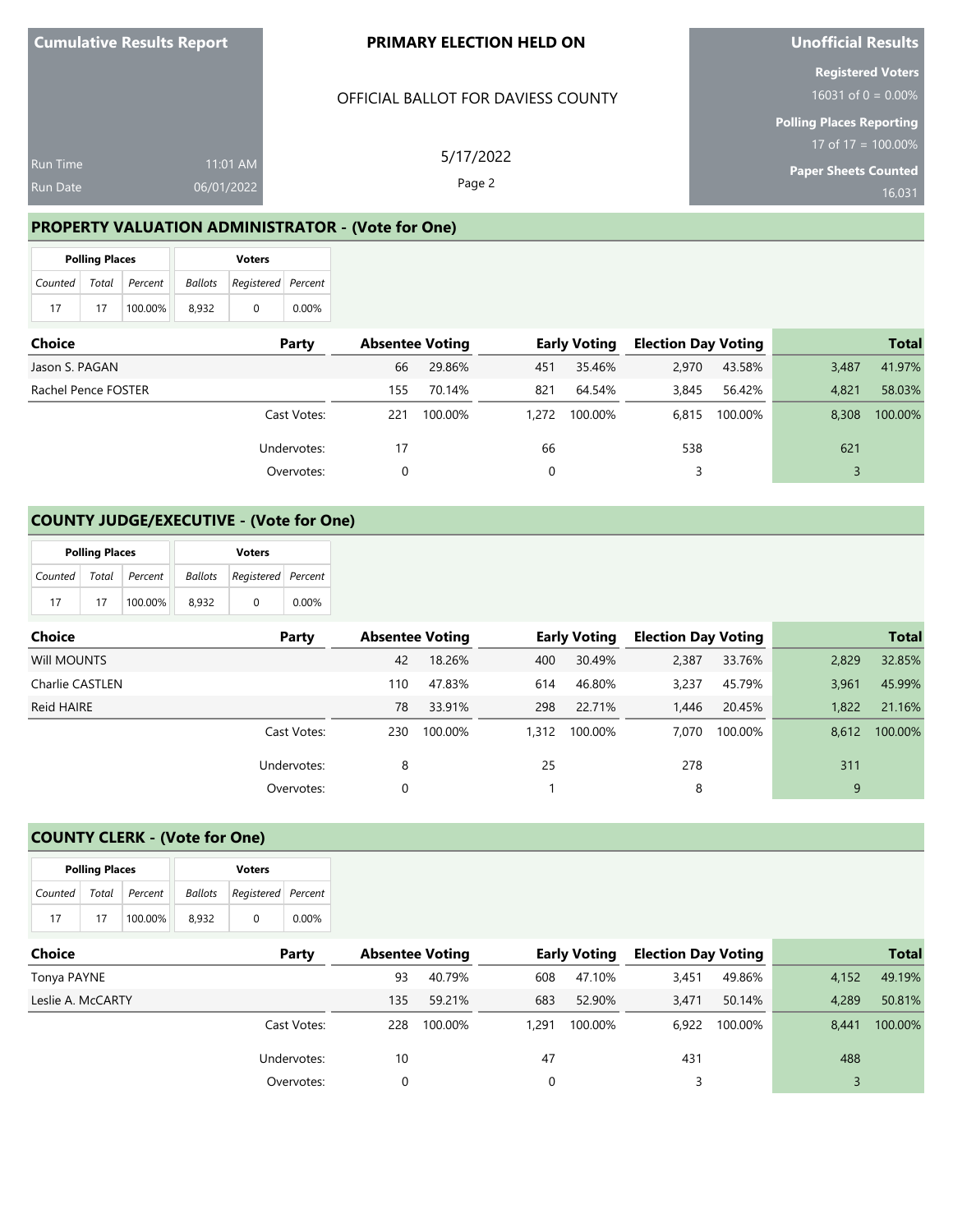Cumulative Results Report

Run Time 11:01 AM
Run Date 06/01/2022

**PRIMARY ELECTION HELD ON**

OFFICIAL BALLOT FOR DAVIESS COUNTY

5/17/2022

**Unofficial Results**

**Registered Voters**
16031 of 0 = 0.00%

**Polling Places Reporting**
17 of 17 = 100.00%

**Paper Sheets Counted**
16,031

## PROPERTY VALUATION ADMINISTRATOR - (Vote for One)

| Polling Places | | | Voters | | |
|---|---|---|---|---|---|
| Counted | Total | Percent | Ballots | Registered | Percent |
| 17 | 17 | 100.00% | 8,932 | 0 | 0.00% |

| Choice | Party | Absentee Voting | | Early Voting | | Election Day Voting | | Total | |
|---|---|---|---|---|---|---|---|---|---|
| Jason S. PAGAN | | 66 | 29.86% | 451 | 35.46% | 2,970 | 43.58% | 3,487 | 41.97% |
| Rachel Pence FOSTER | | 155 | 70.14% | 821 | 64.54% | 3,845 | 56.42% | 4,821 | 58.03% |
| | Cast Votes: | 221 | 100.00% | 1,272 | 100.00% | 6,815 | 100.00% | 8,308 | 100.00% |
| | Undervotes: | 17 | | 66 | | 538 | | 621 | |
| | Overvotes: | 0 | | 0 | | 3 | | 3 | |

## COUNTY JUDGE/EXECUTIVE - (Vote for One)

| Polling Places | | | Voters | | |
|---|---|---|---|---|---|
| Counted | Total | Percent | Ballots | Registered | Percent |
| 17 | 17 | 100.00% | 8,932 | 0 | 0.00% |

| Choice | Party | Absentee Voting | | Early Voting | | Election Day Voting | | Total | |
|---|---|---|---|---|---|---|---|---|---|
| Will MOUNTS | | 42 | 18.26% | 400 | 30.49% | 2,387 | 33.76% | 2,829 | 32.85% |
| Charlie CASTLEN | | 110 | 47.83% | 614 | 46.80% | 3,237 | 45.79% | 3,961 | 45.99% |
| Reid HAIRE | | 78 | 33.91% | 298 | 22.71% | 1,446 | 20.45% | 1,822 | 21.16% |
| | Cast Votes: | 230 | 100.00% | 1,312 | 100.00% | 7,070 | 100.00% | 8,612 | 100.00% |
| | Undervotes: | 8 | | 25 | | 278 | | 311 | |
| | Overvotes: | 0 | | 1 | | 8 | | 9 | |

## COUNTY CLERK - (Vote for One)

| Polling Places | | | Voters | | |
|---|---|---|---|---|---|
| Counted | Total | Percent | Ballots | Registered | Percent |
| 17 | 17 | 100.00% | 8,932 | 0 | 0.00% |

| Choice | Party | Absentee Voting | | Early Voting | | Election Day Voting | | Total | |
|---|---|---|---|---|---|---|---|---|---|
| Tonya PAYNE | | 93 | 40.79% | 608 | 47.10% | 3,451 | 49.86% | 4,152 | 49.19% |
| Leslie A. McCARTY | | 135 | 59.21% | 683 | 52.90% | 3,471 | 50.14% | 4,289 | 50.81% |
| | Cast Votes: | 228 | 100.00% | 1,291 | 100.00% | 6,922 | 100.00% | 8,441 | 100.00% |
| | Undervotes: | 10 | | 47 | | 431 | | 488 | |
| | Overvotes: | 0 | | 0 | | 3 | | 3 | |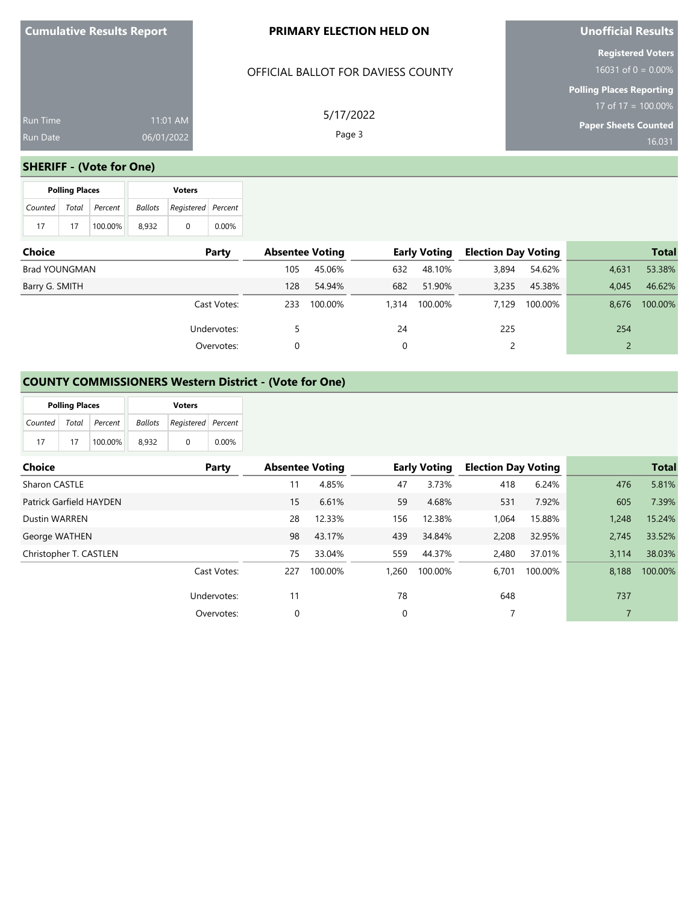**Cumulative Results Report**

Run Time 11:01 AM

Run Date 06/01/2022

**PRIMARY ELECTION HELD ON**

OFFICIAL BALLOT FOR DAVIESS COUNTY

5/17/2022

**Unofficial Results**

**Registered Voters**
16031 of 0 = 0.00%

**Polling Places Reporting**
17 of 17 = 100.00%

**Paper Sheets Counted**
16,031

## SHERIFF - (Vote for One)

| Polling Places | | | Voters | | |
|---|---|---|---|---|---|
| Counted | Total | Percent | Ballots | Registered | Percent |
| 17 | 17 | 100.00% | 8,932 | 0 | 0.00% |

| Choice | Party | Absentee Voting | | Early Voting | | Election Day Voting | | Total | |
|---|---|---|---|---|---|---|---|---|---|
| Brad YOUNGMAN | | 105 | 45.06% | 632 | 48.10% | 3,894 | 54.62% | 4,631 | 53.38% |
| Barry G. SMITH | | 128 | 54.94% | 682 | 51.90% | 3,235 | 45.38% | 4,045 | 46.62% |
| | Cast Votes: | 233 | 100.00% | 1,314 | 100.00% | 7,129 | 100.00% | 8,676 | 100.00% |
| | Undervotes: | 5 | | 24 | | 225 | | 254 | |
| | Overvotes: | 0 | | 0 | | 2 | | 2 | |

## COUNTY COMMISSIONERS Western District - (Vote for One)

| Polling Places | | | Voters | | |
|---|---|---|---|---|---|
| Counted | Total | Percent | Ballots | Registered | Percent |
| 17 | 17 | 100.00% | 8,932 | 0 | 0.00% |

| Choice | Party | Absentee Voting | | Early Voting | | Election Day Voting | | Total | |
|---|---|---|---|---|---|---|---|---|---|
| Sharon CASTLE | | 11 | 4.85% | 47 | 3.73% | 418 | 6.24% | 476 | 5.81% |
| Patrick Garfield HAYDEN | | 15 | 6.61% | 59 | 4.68% | 531 | 7.92% | 605 | 7.39% |
| Dustin WARREN | | 28 | 12.33% | 156 | 12.38% | 1,064 | 15.88% | 1,248 | 15.24% |
| George WATHEN | | 98 | 43.17% | 439 | 34.84% | 2,208 | 32.95% | 2,745 | 33.52% |
| Christopher T. CASTLEN | | 75 | 33.04% | 559 | 44.37% | 2,480 | 37.01% | 3,114 | 38.03% |
| | Cast Votes: | 227 | 100.00% | 1,260 | 100.00% | 6,701 | 100.00% | 8,188 | 100.00% |
| | Undervotes: | 11 | | 78 | | 648 | | 737 | |
| | Overvotes: | 0 | | 0 | | 7 | | 7 | |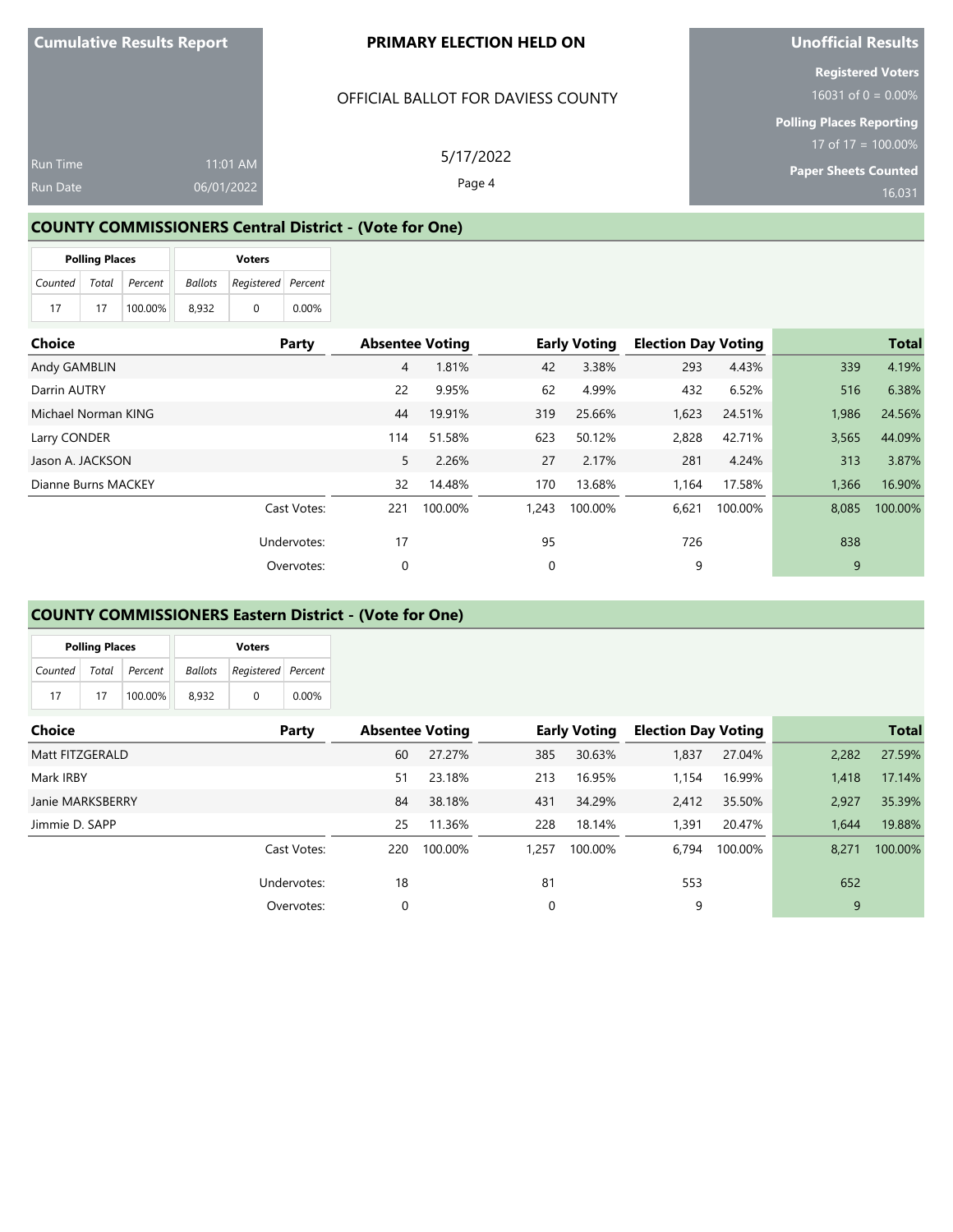**Cumulative Results Report**

Run Time 11:01 AM
Run Date 06/01/2022

**PRIMARY ELECTION HELD ON**

OFFICIAL BALLOT FOR DAVIESS COUNTY

5/17/2022

**Unofficial Results**

**Registered Voters**
16031 of 0 = 0.00%

**Polling Places Reporting**
17 of 17 = 100.00%

**Paper Sheets Counted**
16,031

## COUNTY COMMISSIONERS Central District - (Vote for One)

| Polling Places | | | Voters | | |
|---|---|---|---|---|---|
| Counted | Total | Percent | Ballots | Registered | Percent |
| 17 | 17 | 100.00% | 8,932 | 0 | 0.00% |

| Choice | Party | Absentee Voting | | Early Voting | | Election Day Voting | | Total | |
|---|---|---|---|---|---|---|---|---|---|
| Andy GAMBLIN | | 4 | 1.81% | 42 | 3.38% | 293 | 4.43% | 339 | 4.19% |
| Darrin AUTRY | | 22 | 9.95% | 62 | 4.99% | 432 | 6.52% | 516 | 6.38% |
| Michael Norman KING | | 44 | 19.91% | 319 | 25.66% | 1,623 | 24.51% | 1,986 | 24.56% |
| Larry CONDER | | 114 | 51.58% | 623 | 50.12% | 2,828 | 42.71% | 3,565 | 44.09% |
| Jason A. JACKSON | | 5 | 2.26% | 27 | 2.17% | 281 | 4.24% | 313 | 3.87% |
| Dianne Burns MACKEY | | 32 | 14.48% | 170 | 13.68% | 1,164 | 17.58% | 1,366 | 16.90% |
| | Cast Votes: | 221 | 100.00% | 1,243 | 100.00% | 6,621 | 100.00% | 8,085 | 100.00% |
| | Undervotes: | 17 | | 95 | | 726 | | 838 | |
| | Overvotes: | 0 | | 0 | | 9 | | 9 | |

## COUNTY COMMISSIONERS Eastern District - (Vote for One)

| Polling Places | | | Voters | | |
|---|---|---|---|---|---|
| Counted | Total | Percent | Ballots | Registered | Percent |
| 17 | 17 | 100.00% | 8,932 | 0 | 0.00% |

| Choice | Party | Absentee Voting | | Early Voting | | Election Day Voting | | Total | |
|---|---|---|---|---|---|---|---|---|---|
| Matt FITZGERALD | | 60 | 27.27% | 385 | 30.63% | 1,837 | 27.04% | 2,282 | 27.59% |
| Mark IRBY | | 51 | 23.18% | 213 | 16.95% | 1,154 | 16.99% | 1,418 | 17.14% |
| Janie MARKSBERRY | | 84 | 38.18% | 431 | 34.29% | 2,412 | 35.50% | 2,927 | 35.39% |
| Jimmie D. SAPP | | 25 | 11.36% | 228 | 18.14% | 1,391 | 20.47% | 1,644 | 19.88% |
| | Cast Votes: | 220 | 100.00% | 1,257 | 100.00% | 6,794 | 100.00% | 8,271 | 100.00% |
| | Undervotes: | 18 | | 81 | | 553 | | 652 | |
| | Overvotes: | 0 | | 0 | | 9 | | 9 | |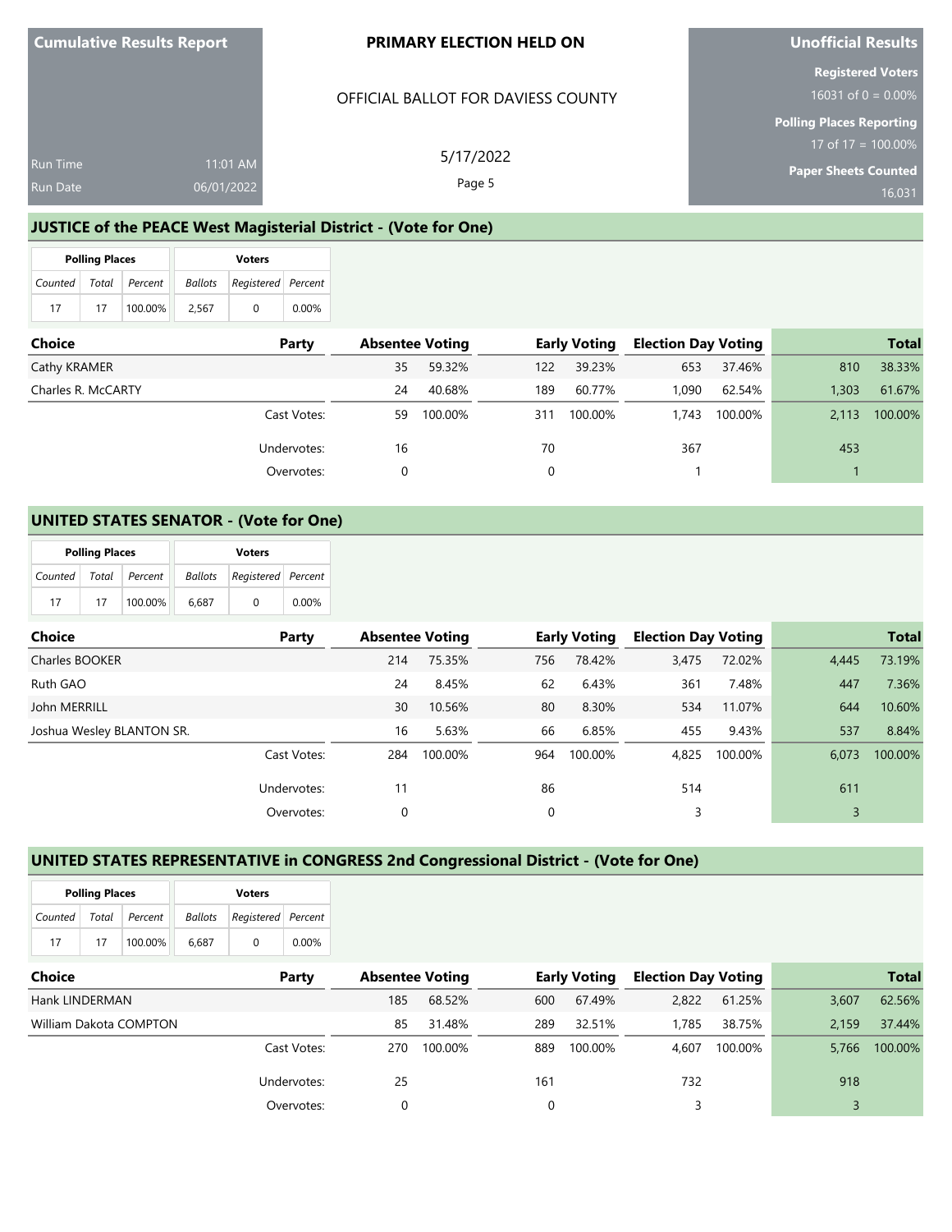**Cumulative Results Report**

Run Time 11:01 AM
Run Date 06/01/2022

**PRIMARY ELECTION HELD ON**

OFFICIAL BALLOT FOR DAVIESS COUNTY

5/17/2022

**Unofficial Results**

**Registered Voters**
16031 of 0 = 0.00%

**Polling Places Reporting**
17 of 17 = 100.00%

**Paper Sheets Counted**
16,031

## JUSTICE of the PEACE West Magisterial District - (Vote for One)

| Polling Places | | | Voters | | |
|---|---|---|---|---|---|
| Counted | Total | Percent | Ballots | Registered | Percent |
| 17 | 17 | 100.00% | 2,567 | 0 | 0.00% |

| Choice | Party | Absentee Voting | | Early Voting | | Election Day Voting | | Total | |
|---|---|---|---|---|---|---|---|---|---|
| Cathy KRAMER | | 35 | 59.32% | 122 | 39.23% | 653 | 37.46% | 810 | 38.33% |
| Charles R. McCARTY | | 24 | 40.68% | 189 | 60.77% | 1,090 | 62.54% | 1,303 | 61.67% |
| | Cast Votes: | 59 | 100.00% | 311 | 100.00% | 1,743 | 100.00% | 2,113 | 100.00% |
| | Undervotes: | 16 | | 70 | | 367 | | 453 | |
| | Overvotes: | 0 | | 0 | | 1 | | 1 | |

## UNITED STATES SENATOR - (Vote for One)

| Polling Places | | | Voters | | |
|---|---|---|---|---|---|
| Counted | Total | Percent | Ballots | Registered | Percent |
| 17 | 17 | 100.00% | 6,687 | 0 | 0.00% |

| Choice | Party | Absentee Voting | | Early Voting | | Election Day Voting | | Total | |
|---|---|---|---|---|---|---|---|---|---|
| Charles BOOKER | | 214 | 75.35% | 756 | 78.42% | 3,475 | 72.02% | 4,445 | 73.19% |
| Ruth GAO | | 24 | 8.45% | 62 | 6.43% | 361 | 7.48% | 447 | 7.36% |
| John MERRILL | | 30 | 10.56% | 80 | 8.30% | 534 | 11.07% | 644 | 10.60% |
| Joshua Wesley BLANTON SR. | | 16 | 5.63% | 66 | 6.85% | 455 | 9.43% | 537 | 8.84% |
| | Cast Votes: | 284 | 100.00% | 964 | 100.00% | 4,825 | 100.00% | 6,073 | 100.00% |
| | Undervotes: | 11 | | 86 | | 514 | | 611 | |
| | Overvotes: | 0 | | 0 | | 3 | | 3 | |

## UNITED STATES REPRESENTATIVE in CONGRESS 2nd Congressional District - (Vote for One)

| Polling Places | | | Voters | | |
|---|---|---|---|---|---|
| Counted | Total | Percent | Ballots | Registered | Percent |
| 17 | 17 | 100.00% | 6,687 | 0 | 0.00% |

| Choice | Party | Absentee Voting | | Early Voting | | Election Day Voting | | Total | |
|---|---|---|---|---|---|---|---|---|---|
| Hank LINDERMAN | | 185 | 68.52% | 600 | 67.49% | 2,822 | 61.25% | 3,607 | 62.56% |
| William Dakota COMPTON | | 85 | 31.48% | 289 | 32.51% | 1,785 | 38.75% | 2,159 | 37.44% |
| | Cast Votes: | 270 | 100.00% | 889 | 100.00% | 4,607 | 100.00% | 5,766 | 100.00% |
| | Undervotes: | 25 | | 161 | | 732 | | 918 | |
| | Overvotes: | 0 | | 0 | | 3 | | 3 | |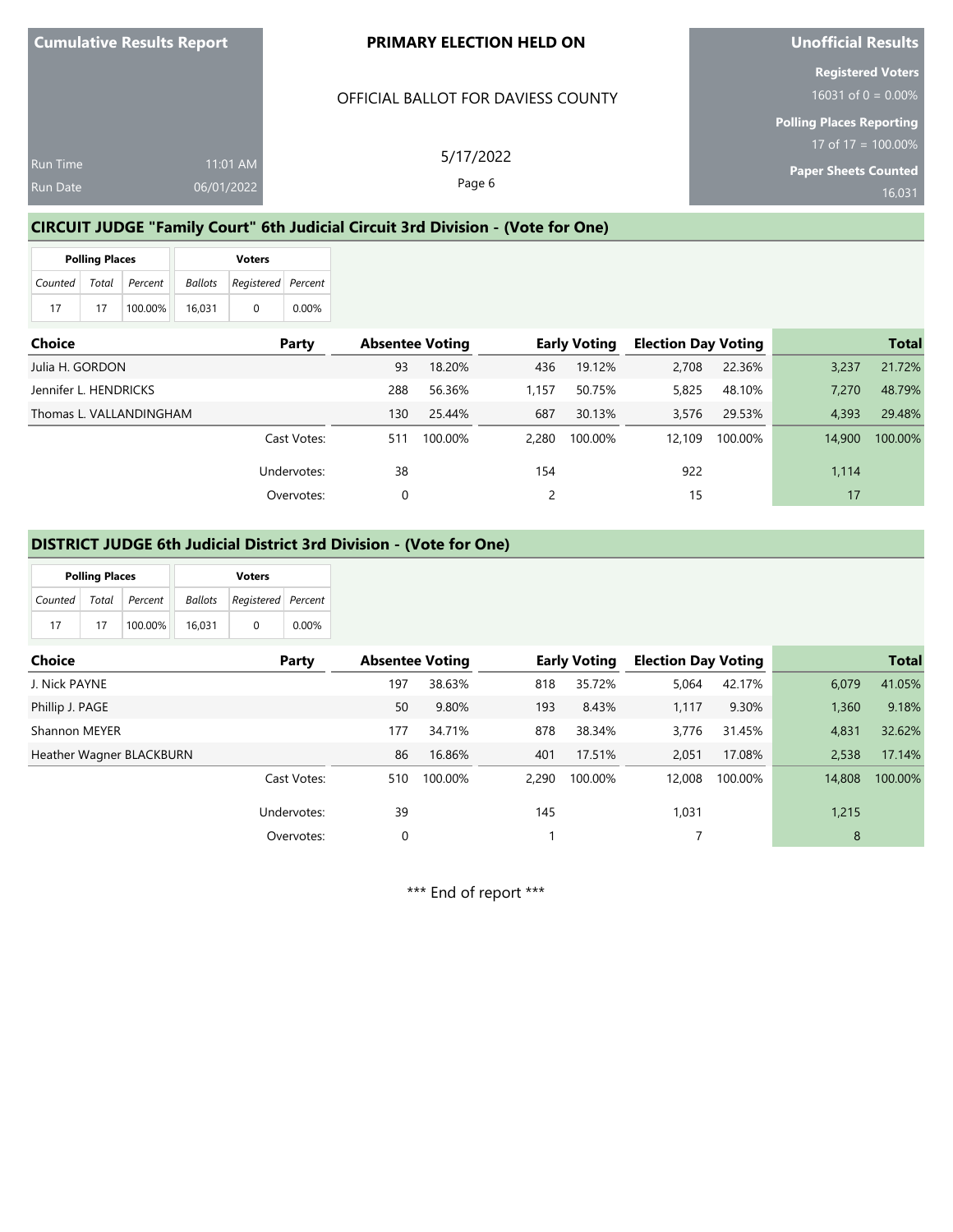| Cumulative Results Report | |
|---|---|
| Run Time | 11:01 AM |
| Run Date | 06/01/2022 |

**PRIMARY ELECTION HELD ON**

OFFICIAL BALLOT FOR DAVIESS COUNTY

5/17/2022

| Unofficial Results |
|---|
| Registered Voters |
| 16031 of 0 = 0.00% |
| Polling Places Reporting |
| 17 of 17 = 100.00% |
| Paper Sheets Counted |
| 16,031 |

## CIRCUIT JUDGE "Family Court" 6th Judicial Circuit 3rd Division - (Vote for One)

| Polling Places | | | Voters | | |
|---|---|---|---|---|---|
| Counted | Total | Percent | Ballots | Registered | Percent |
| 17 | 17 | 100.00% | 16,031 | 0 | 0.00% |

| Choice | Party | Absentee Voting | | Early Voting | | Election Day Voting | | Total | |
|---|---|---|---|---|---|---|---|---|---|
| Julia H. GORDON | | 93 | 18.20% | 436 | 19.12% | 2,708 | 22.36% | 3,237 | 21.72% |
| Jennifer L. HENDRICKS | | 288 | 56.36% | 1,157 | 50.75% | 5,825 | 48.10% | 7,270 | 48.79% |
| Thomas L. VALLANDINGHAM | | 130 | 25.44% | 687 | 30.13% | 3,576 | 29.53% | 4,393 | 29.48% |
| | Cast Votes: | 511 | 100.00% | 2,280 | 100.00% | 12,109 | 100.00% | 14,900 | 100.00% |
| | Undervotes: | 38 | | 154 | | 922 | | 1,114 | |
| | Overvotes: | 0 | | 2 | | 15 | | 17 | |

## DISTRICT JUDGE 6th Judicial District 3rd Division - (Vote for One)

| Polling Places | | | Voters | | |
|---|---|---|---|---|---|
| Counted | Total | Percent | Ballots | Registered | Percent |
| 17 | 17 | 100.00% | 16,031 | 0 | 0.00% |

| Choice | Party | Absentee Voting | | Early Voting | | Election Day Voting | | Total | |
|---|---|---|---|---|---|---|---|---|---|
| J. Nick PAYNE | | 197 | 38.63% | 818 | 35.72% | 5,064 | 42.17% | 6,079 | 41.05% |
| Phillip J. PAGE | | 50 | 9.80% | 193 | 8.43% | 1,117 | 9.30% | 1,360 | 9.18% |
| Shannon MEYER | | 177 | 34.71% | 878 | 38.34% | 3,776 | 31.45% | 4,831 | 32.62% |
| Heather Wagner BLACKBURN | | 86 | 16.86% | 401 | 17.51% | 2,051 | 17.08% | 2,538 | 17.14% |
| | Cast Votes: | 510 | 100.00% | 2,290 | 100.00% | 12,008 | 100.00% | 14,808 | 100.00% |
| | Undervotes: | 39 | | 145 | | 1,031 | | 1,215 | |
| | Overvotes: | 0 | | 1 | | 7 | | 8 | |

*** End of report ***